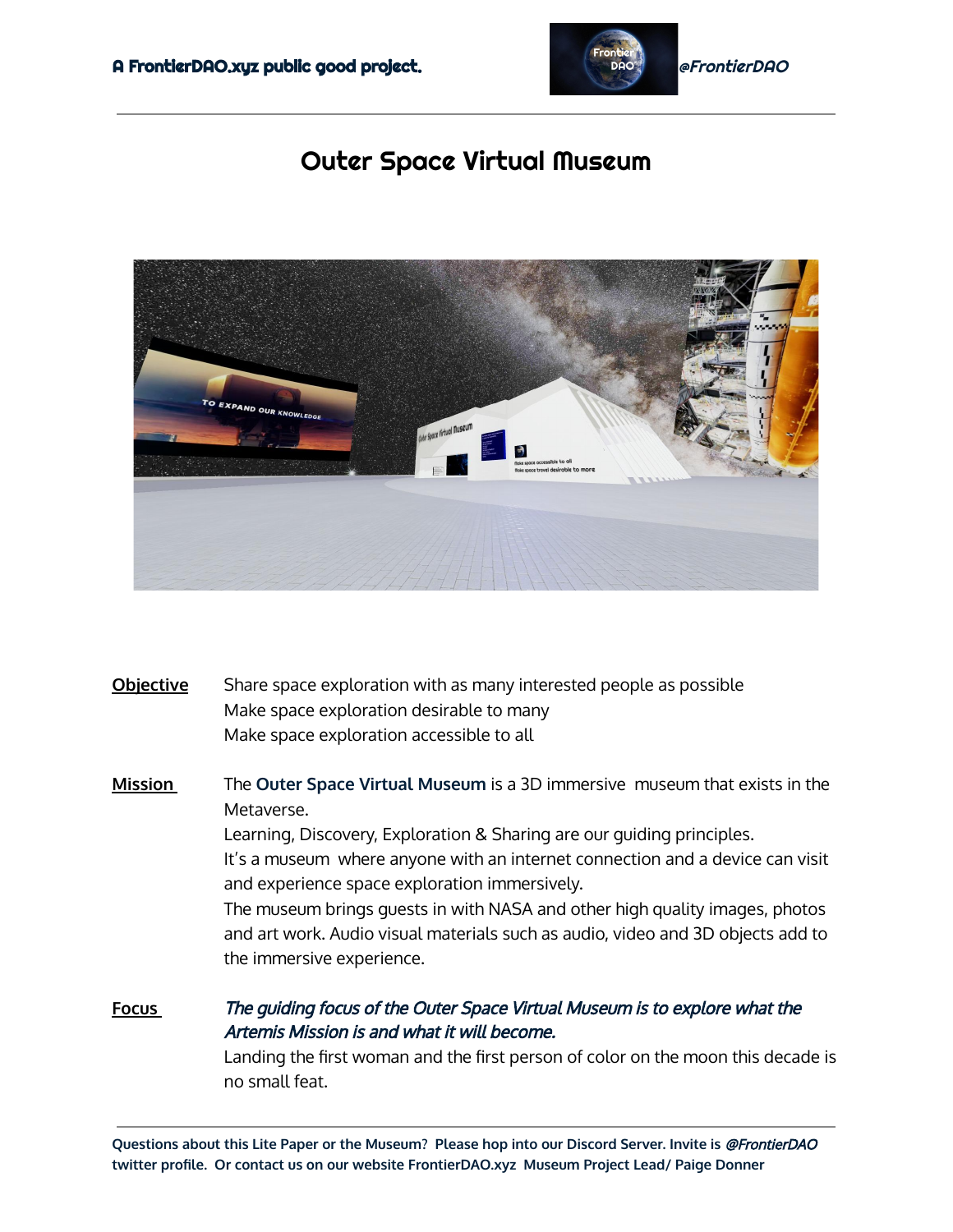A FrontierDAO.xyz public good project. @FrontierDAO

# Outer Space Virtual Museum

**Objective**
Share space exploration with as many interested people as possible
Make space exploration desirable to many
Make space exploration accessible to all

**Mission**
The **Outer Space Virtual Museum** is a 3D immersive museum that exists in the Metaverse.
Learning, Discovery, Exploration & Sharing are our guiding principles.
It's a museum where anyone with an internet connection and a device can visit and experience space exploration immersively.
The museum brings guests in with NASA and other high quality images, photos and art work. Audio visual materials such as audio, video and 3D objects add to the immersive experience.

**Focus**
*The guiding focus of the Outer Space Virtual Museum is to explore what the Artemis Mission is and what it will become.*
Landing the first woman and the first person of color on the moon this decade is no small feat.

**Questions about this Lite Paper or the Museum? Please hop into our Discord Server. Invite is *@FrontierDAO* twitter profile. Or contact us on our website FrontierDAO.xyz Museum Project Lead/ Paige Donner**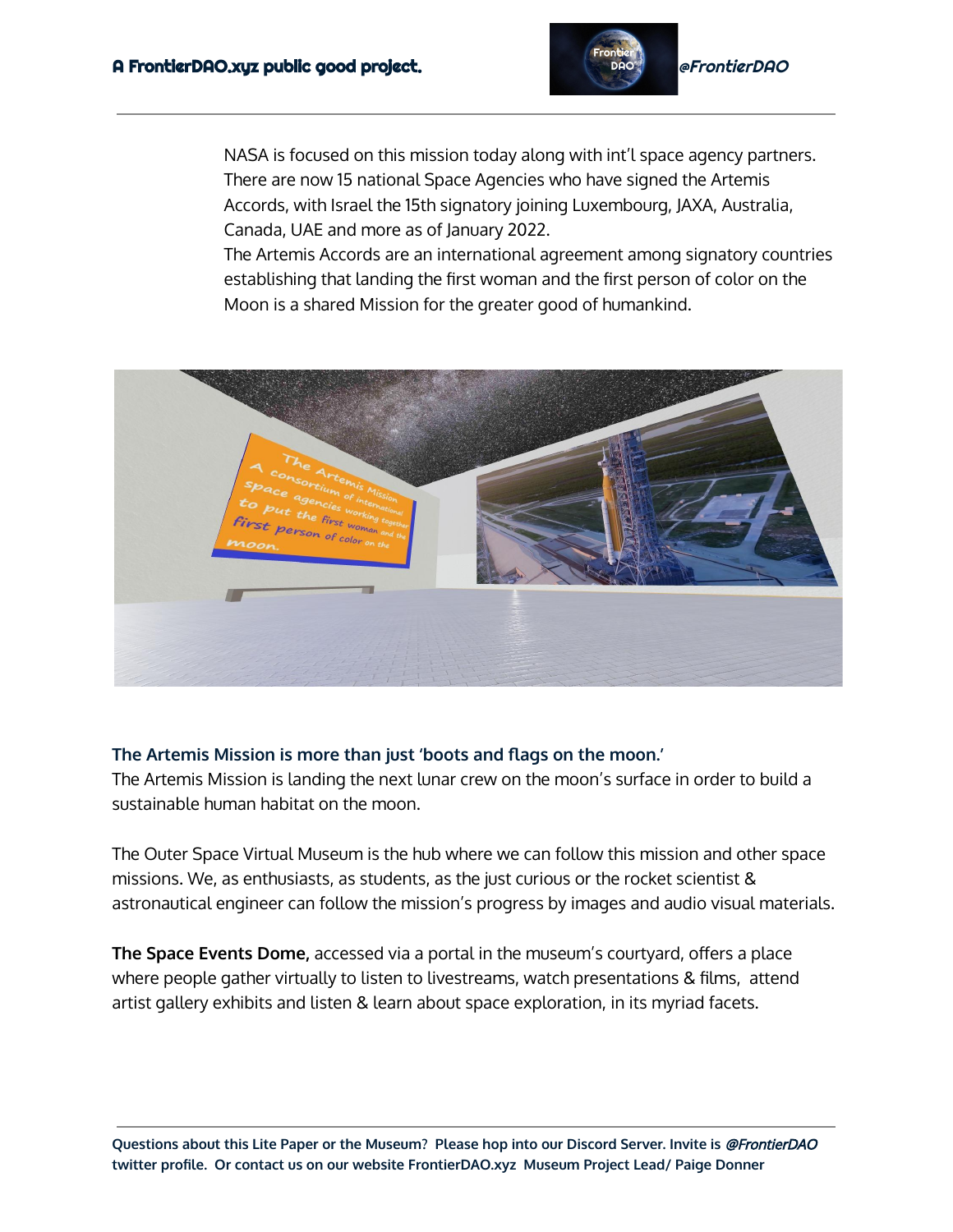NASA is focused on this mission today along with int'l space agency partners. There are now 15 national Space Agencies who have signed the Artemis Accords, with Israel the 15th signatory joining Luxembourg, JAXA, Australia, Canada, UAE and more as of January 2022.
The Artemis Accords are an international agreement among signatory countries establishing that landing the first woman and the first person of color on the Moon is a shared Mission for the greater good of humankind.

**The Artemis Mission is more than just 'boots and flags on the moon.'**
The Artemis Mission is landing the next lunar crew on the moon's surface in order to build a sustainable human habitat on the moon.

The Outer Space Virtual Museum is the hub where we can follow this mission and other space missions. We, as enthusiasts, as students, as the just curious or the rocket scientist & astronautical engineer can follow the mission's progress by images and audio visual materials.

**The Space Events Dome,** accessed via a portal in the museum's courtyard, offers a place where people gather virtually to listen to livestreams, watch presentations & films, attend artist gallery exhibits and listen & learn about space exploration, in its myriad facets.

**Questions about this Lite Paper or the Museum? Please hop into our Discord Server. Invite is *@FrontierDAO* twitter profile. Or contact us on our website FrontierDAO.xyz Museum Project Lead/ Paige Donner**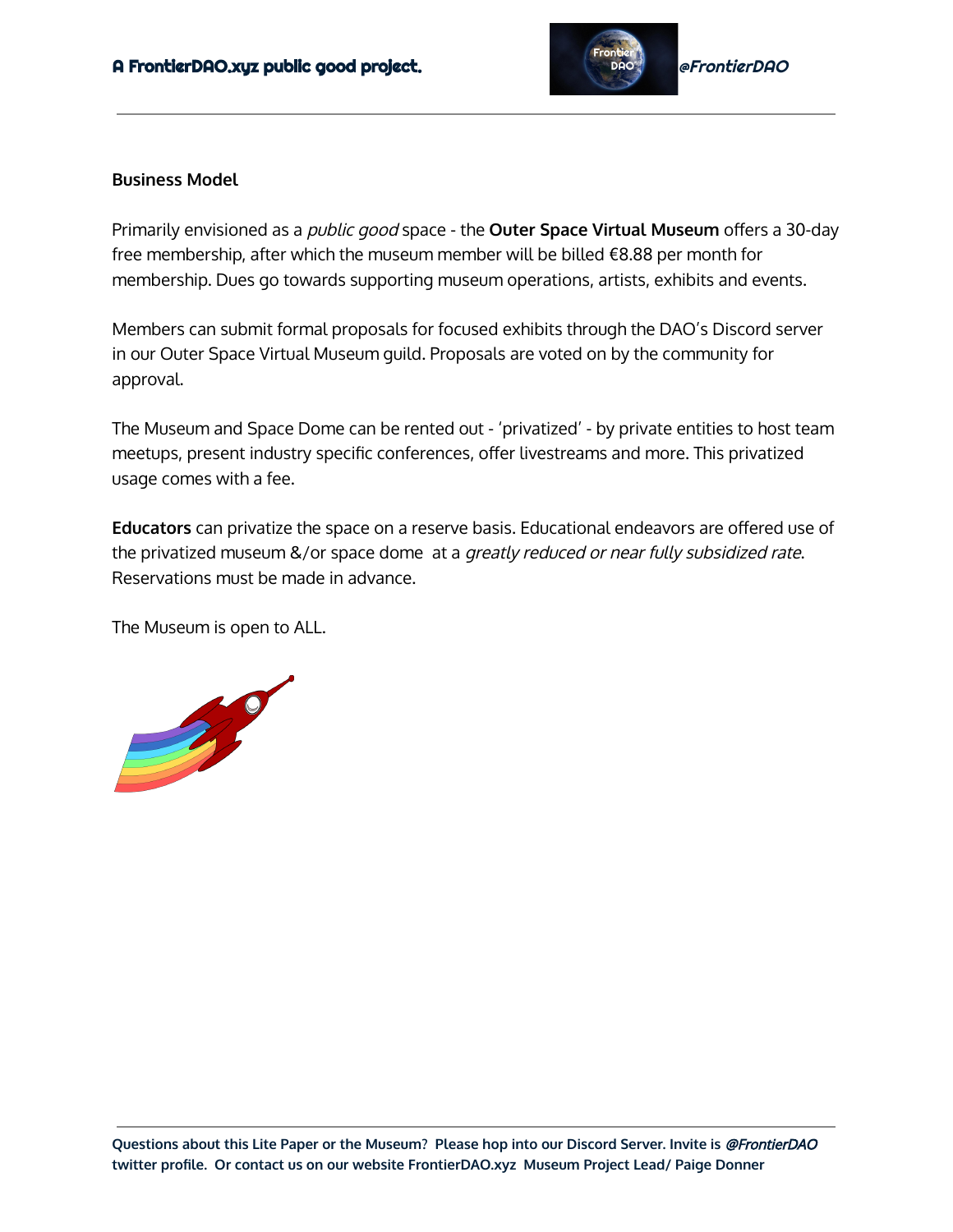**Business Model**

Primarily envisioned as a *public good* space - the **Outer Space Virtual Museum** offers a 30-day free membership, after which the museum member will be billed €8.88 per month for membership. Dues go towards supporting museum operations, artists, exhibits and events.

Members can submit formal proposals for focused exhibits through the DAO's Discord server in our Outer Space Virtual Museum guild. Proposals are voted on by the community for approval.

The Museum and Space Dome can be rented out - 'privatized' - by private entities to host team meetups, present industry specific conferences, offer livestreams and more. This privatized usage comes with a fee.

**Educators** can privatize the space on a reserve basis. Educational endeavors are offered use of the privatized museum &/or space dome at a *greatly reduced or near fully subsidized rate*. Reservations must be made in advance.

The Museum is open to ALL.